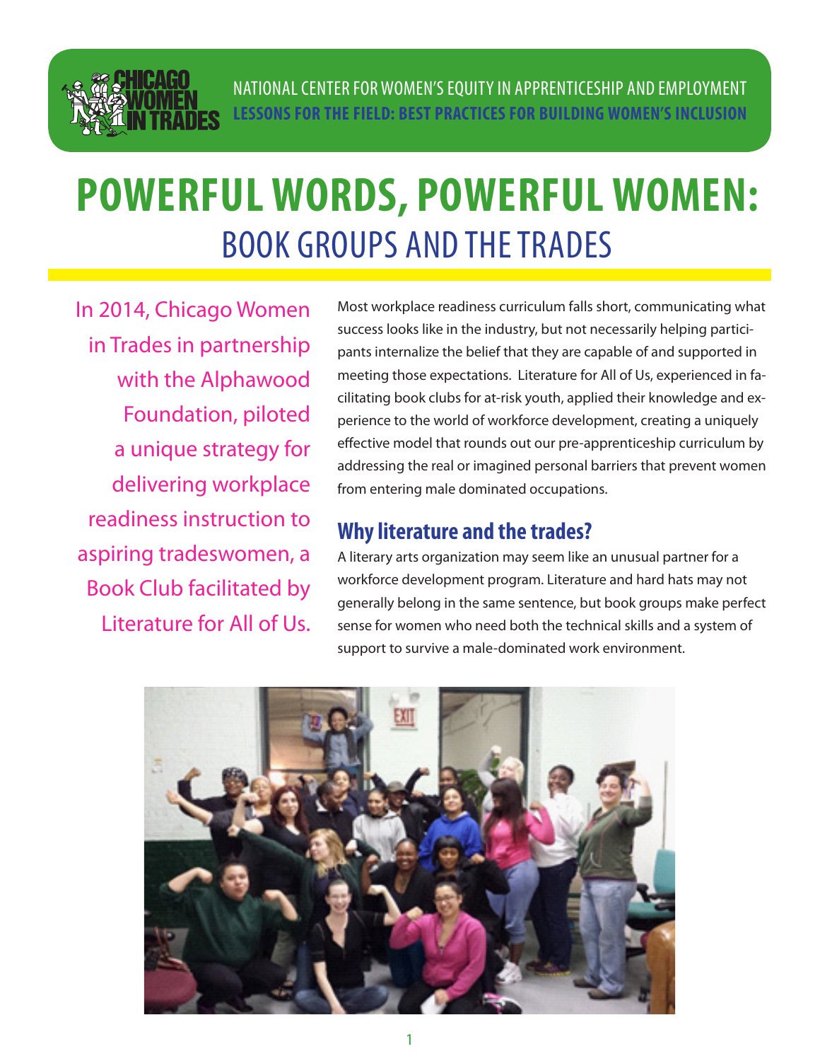NATIONAL CENTER FOR WOMEN'S EQUITY IN APPRENTICESHIP AND EMPLOYMENT

**LESSONS FOR THE FIELD: BEST PRACTICES FOR BUILDING WOMEN'S INCLUSION**

# POWERFUL WORDS, POWERFUL WOMEN:
## BOOK GROUPS AND THE TRADES

In 2014, Chicago Women in Trades in partnership with the Alphawood Foundation, piloted a unique strategy for delivering workplace readiness instruction to aspiring tradeswomen, a Book Club facilitated by Literature for All of Us.

Most workplace readiness curriculum falls short, communicating what success looks like in the industry, but not necessarily helping participants internalize the belief that they are capable of and supported in meeting those expectations. Literature for All of Us, experienced in facilitating book clubs for at-risk youth, applied their knowledge and experience to the world of workforce development, creating a uniquely effective model that rounds out our pre-apprenticeship curriculum by addressing the real or imagined personal barriers that prevent women from entering male dominated occupations.

### Why literature and the trades?

A literary arts organization may seem like an unusual partner for a workforce development program. Literature and hard hats may not generally belong in the same sentence, but book groups make perfect sense for women who need both the technical skills and a system of support to survive a male-dominated work environment.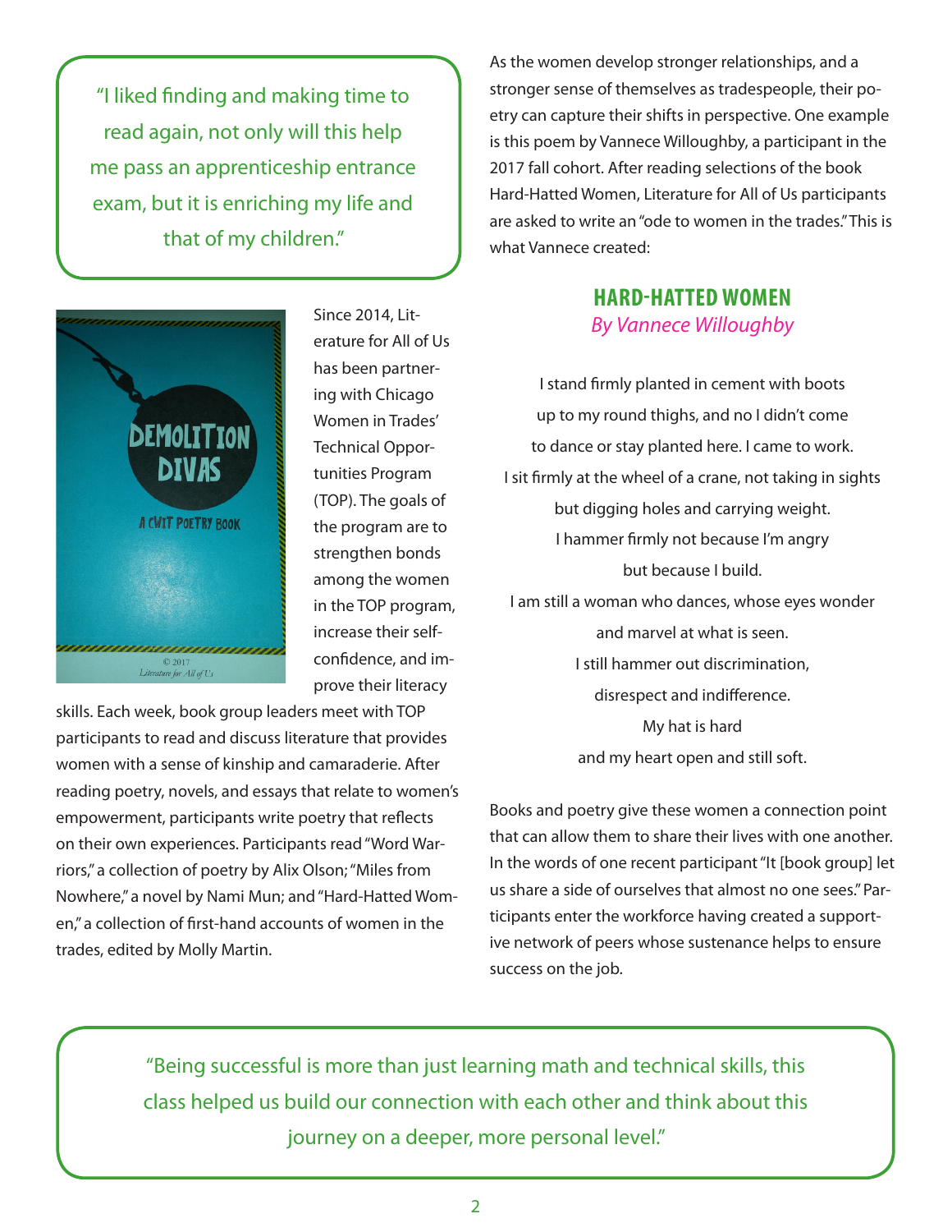> "I liked finding and making time to read again, not only will this help me pass an apprenticeship entrance exam, but it is enriching my life and that of my children."

Since 2014, Literature for All of Us has been partnering with Chicago Women in Trades' Technical Opportunities Program (TOP). The goals of the program are to strengthen bonds among the women in the TOP program, increase their self-confidence, and improve their literacy skills. Each week, book group leaders meet with TOP participants to read and discuss literature that provides women with a sense of kinship and camaraderie. After reading poetry, novels, and essays that relate to women's empowerment, participants write poetry that reflects on their own experiences. Participants read "Word Warriors," a collection of poetry by Alix Olson; "Miles from Nowhere," a novel by Nami Mun; and "Hard-Hatted Women," a collection of first-hand accounts of women in the trades, edited by Molly Martin.

As the women develop stronger relationships, and a stronger sense of themselves as tradespeople, their poetry can capture their shifts in perspective. One example is this poem by Vannece Willoughby, a participant in the 2017 fall cohort. After reading selections of the book Hard-Hatted Women, Literature for All of Us participants are asked to write an "ode to women in the trades." This is what Vannece created:

## HARD-HATTED WOMEN

*By Vannece Willoughby*

I stand firmly planted in cement with boots
up to my round thighs, and no I didn't come
to dance or stay planted here. I came to work.
I sit firmly at the wheel of a crane, not taking in sights
but digging holes and carrying weight.
I hammer firmly not because I'm angry
but because I build.
I am still a woman who dances, whose eyes wonder
and marvel at what is seen.
I still hammer out discrimination,
disrespect and indifference.
My hat is hard
and my heart open and still soft.

Books and poetry give these women a connection point that can allow them to share their lives with one another. In the words of one recent participant "It [book group] let us share a side of ourselves that almost no one sees." Participants enter the workforce having created a supportive network of peers whose sustenance helps to ensure success on the job.

> "Being successful is more than just learning math and technical skills, this class helped us build our connection with each other and think about this journey on a deeper, more personal level."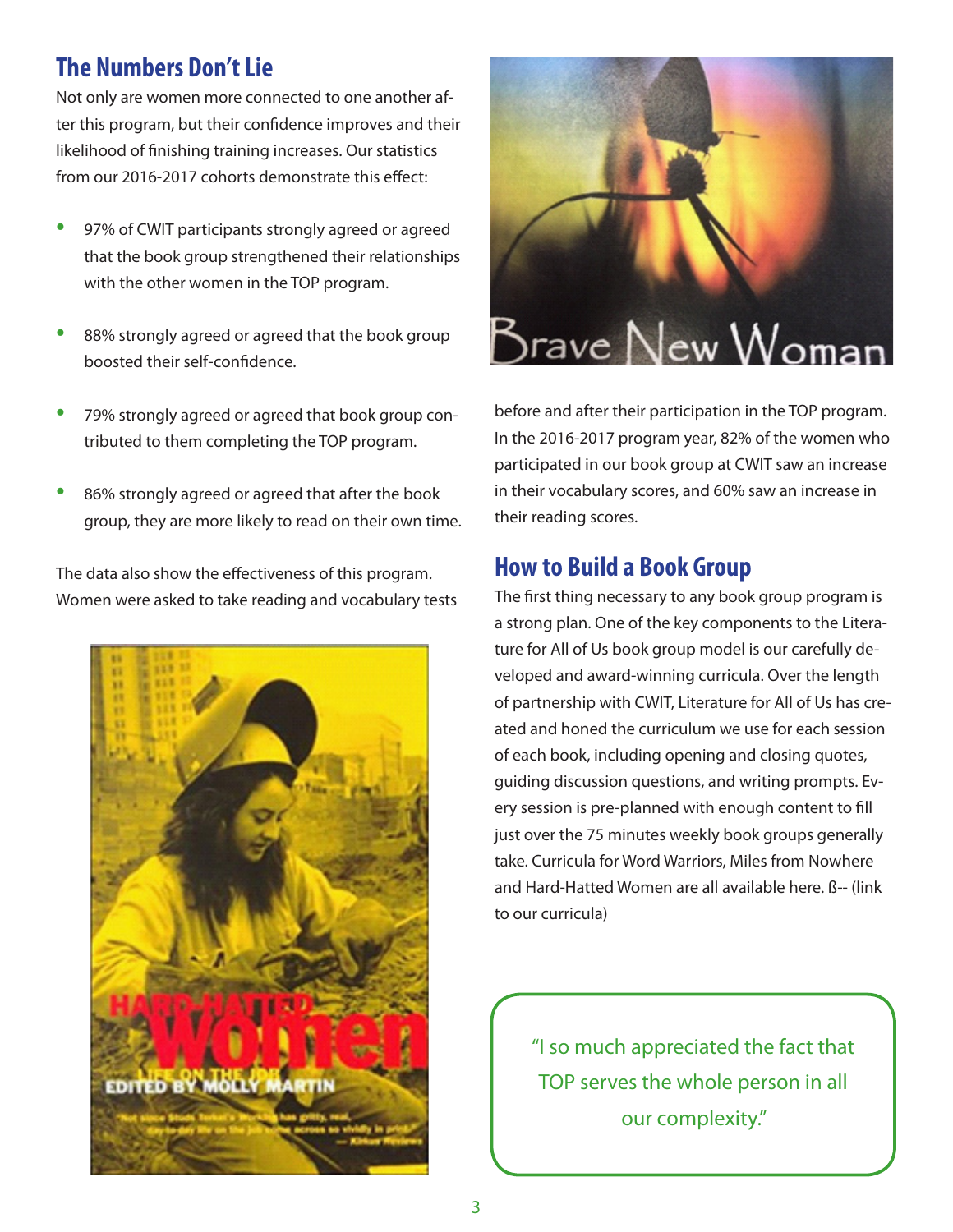## The Numbers Don't Lie

Not only are women more connected to one another after this program, but their confidence improves and their likelihood of finishing training increases. Our statistics from our 2016-2017 cohorts demonstrate this effect:

- 97% of CWIT participants strongly agreed or agreed that the book group strengthened their relationships with the other women in the TOP program.
- 88% strongly agreed or agreed that the book group boosted their self-confidence.
- 79% strongly agreed or agreed that book group contributed to them completing the TOP program.
- 86% strongly agreed or agreed that after the book group, they are more likely to read on their own time.

The data also show the effectiveness of this program. Women were asked to take reading and vocabulary tests before and after their participation in the TOP program. In the 2016-2017 program year, 82% of the women who participated in our book group at CWIT saw an increase in their vocabulary scores, and 60% saw an increase in their reading scores.

## How to Build a Book Group

The first thing necessary to any book group program is a strong plan. One of the key components to the Literature for All of Us book group model is our carefully developed and award-winning curricula. Over the length of partnership with CWIT, Literature for All of Us has created and honed the curriculum we use for each session of each book, including opening and closing quotes, guiding discussion questions, and writing prompts. Every session is pre-planned with enough content to fill just over the 75 minutes weekly book groups generally take. Curricula for Word Warriors, Miles from Nowhere and Hard-Hatted Women are all available here. ß-- (link to our curricula)

"I so much appreciated the fact that TOP serves the whole person in all our complexity."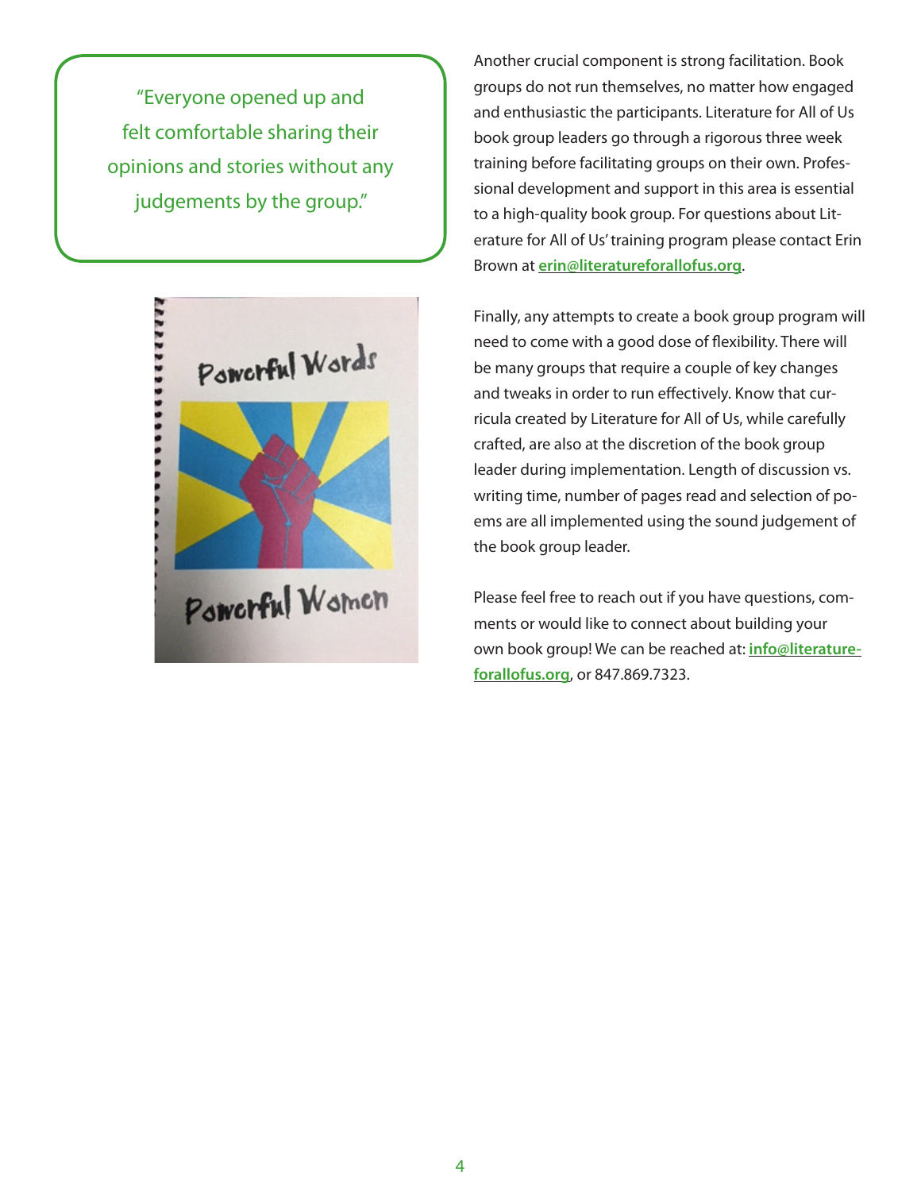"Everyone opened up and felt comfortable sharing their opinions and stories without any judgements by the group."

Another crucial component is strong facilitation. Book groups do not run themselves, no matter how engaged and enthusiastic the participants. Literature for All of Us book group leaders go through a rigorous three week training before facilitating groups on their own. Professional development and support in this area is essential to a high-quality book group. For questions about Literature for All of Us' training program please contact Erin Brown at **erin@literatureforallofus.org**.

Finally, any attempts to create a book group program will need to come with a good dose of flexibility. There will be many groups that require a couple of key changes and tweaks in order to run effectively. Know that curricula created by Literature for All of Us, while carefully crafted, are also at the discretion of the book group leader during implementation. Length of discussion vs. writing time, number of pages read and selection of poems are all implemented using the sound judgement of the book group leader.

Please feel free to reach out if you have questions, comments or would like to connect about building your own book group! We can be reached at: **info@literatureforallofus.org**, or 847.869.7323.